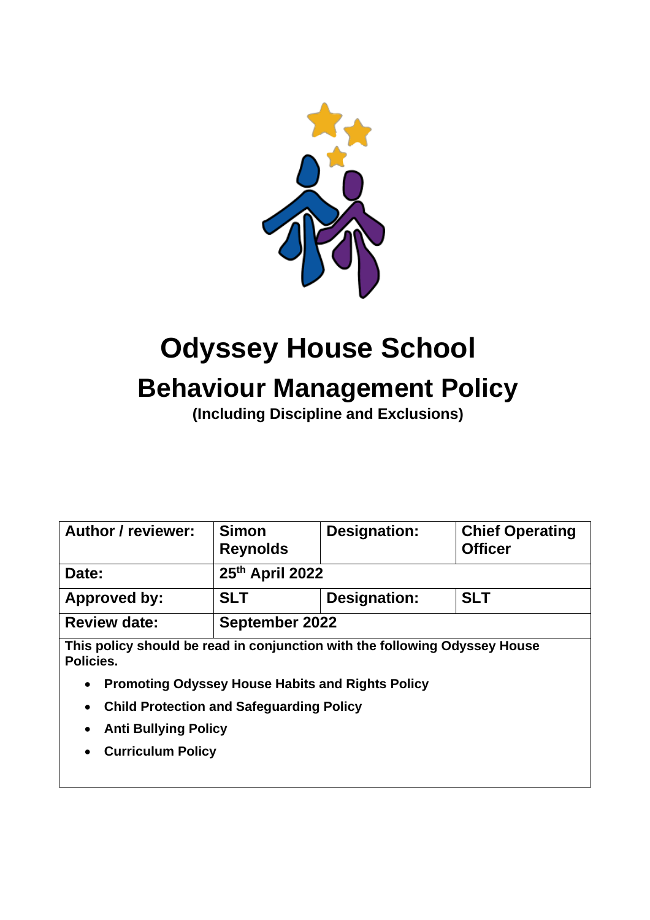# Odyssey House School

## Behaviour Management Policy

**(Including Discipline and Exclusions)**

| **Author / reviewer:** | **Simon Reynolds** | **Designation:** | **Chief Operating Officer** |
|---|---|---|---|
| **Date:** | **25th April 2022** | | |
| **Approved by:** | **SLT** | **Designation:** | **SLT** |
| **Review date:** | **September 2022** | | |

**This policy should be read in conjunction with the following Odyssey House Policies.**

- **Promoting Odyssey House Habits and Rights Policy**
- **Child Protection and Safeguarding Policy**
- **Anti Bullying Policy**
- **Curriculum Policy**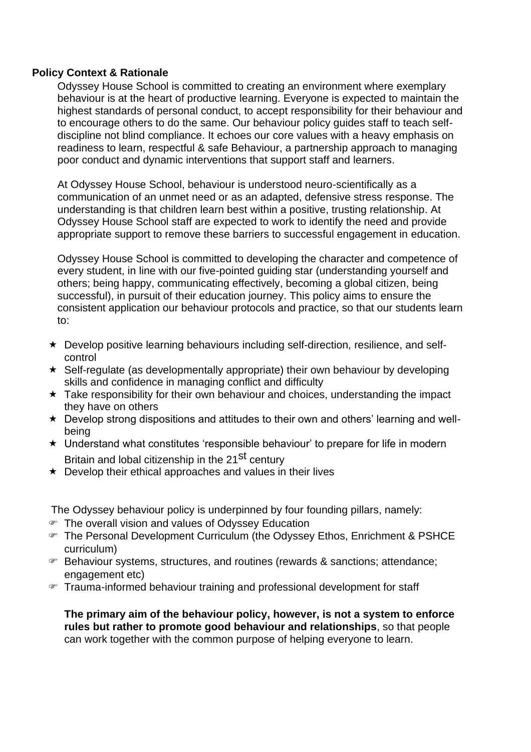**Policy Context & Rationale**

Odyssey House School is committed to creating an environment where exemplary behaviour is at the heart of productive learning. Everyone is expected to maintain the highest standards of personal conduct, to accept responsibility for their behaviour and to encourage others to do the same. Our behaviour policy guides staff to teach self-discipline not blind compliance. It echoes our core values with a heavy emphasis on readiness to learn, respectful & safe Behaviour, a partnership approach to managing poor conduct and dynamic interventions that support staff and learners.

At Odyssey House School, behaviour is understood neuro-scientifically as a communication of an unmet need or as an adapted, defensive stress response. The understanding is that children learn best within a positive, trusting relationship. At Odyssey House School staff are expected to work to identify the need and provide appropriate support to remove these barriers to successful engagement in education.

Odyssey House School is committed to developing the character and competence of every student, in line with our five-pointed guiding star (understanding yourself and others; being happy, communicating effectively, becoming a global citizen, being successful), in pursuit of their education journey. This policy aims to ensure the consistent application our behaviour protocols and practice, so that our students learn to:

- Develop positive learning behaviours including self-direction, resilience, and self-control
- Self-regulate (as developmentally appropriate) their own behaviour by developing skills and confidence in managing conflict and difficulty
- Take responsibility for their own behaviour and choices, understanding the impact they have on others
- Develop strong dispositions and attitudes to their own and others' learning and well-being
- Understand what constitutes 'responsible behaviour' to prepare for life in modern Britain and lobal citizenship in the 21st century
- Develop their ethical approaches and values in their lives

The Odyssey behaviour policy is underpinned by four founding pillars, namely:

- The overall vision and values of Odyssey Education
- The Personal Development Curriculum (the Odyssey Ethos, Enrichment & PSHCE curriculum)
- Behaviour systems, structures, and routines (rewards & sanctions; attendance; engagement etc)
- Trauma-informed behaviour training and professional development for staff

**The primary aim of the behaviour policy, however, is not a system to enforce rules but rather to promote good behaviour and relationships**, so that people can work together with the common purpose of helping everyone to learn.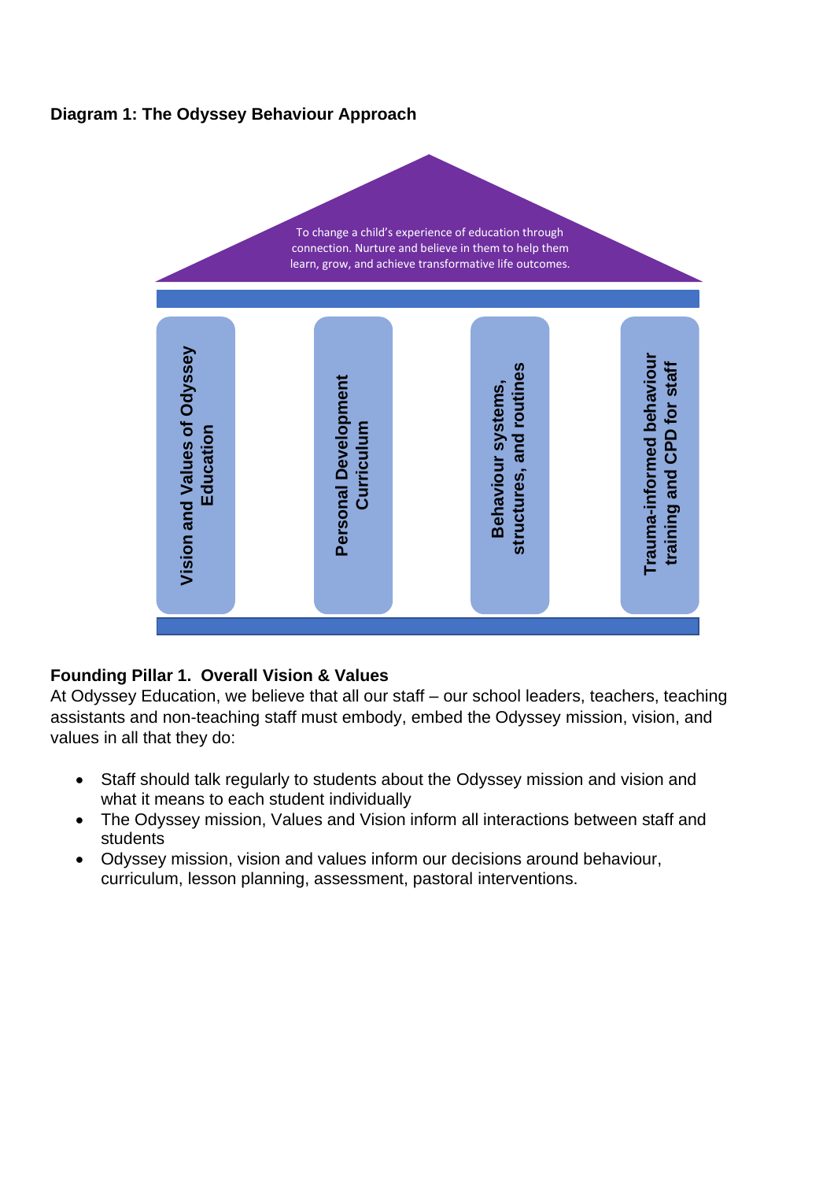**Diagram 1: The Odyssey Behaviour Approach**

To change a child's experience of education through connection. Nurture and believe in them to help them learn, grow, and achieve transformative life outcomes.

- Vision and Values of Odyssey Education
- Personal Development Curriculum
- Behaviour systems, structures, and routines
- Trauma-informed behaviour training and CPD for staff

**Founding Pillar 1. Overall Vision & Values**

At Odyssey Education, we believe that all our staff – our school leaders, teachers, teaching assistants and non-teaching staff must embody, embed the Odyssey mission, vision, and values in all that they do:

- Staff should talk regularly to students about the Odyssey mission and vision and what it means to each student individually
- The Odyssey mission, Values and Vision inform all interactions between staff and students
- Odyssey mission, vision and values inform our decisions around behaviour, curriculum, lesson planning, assessment, pastoral interventions.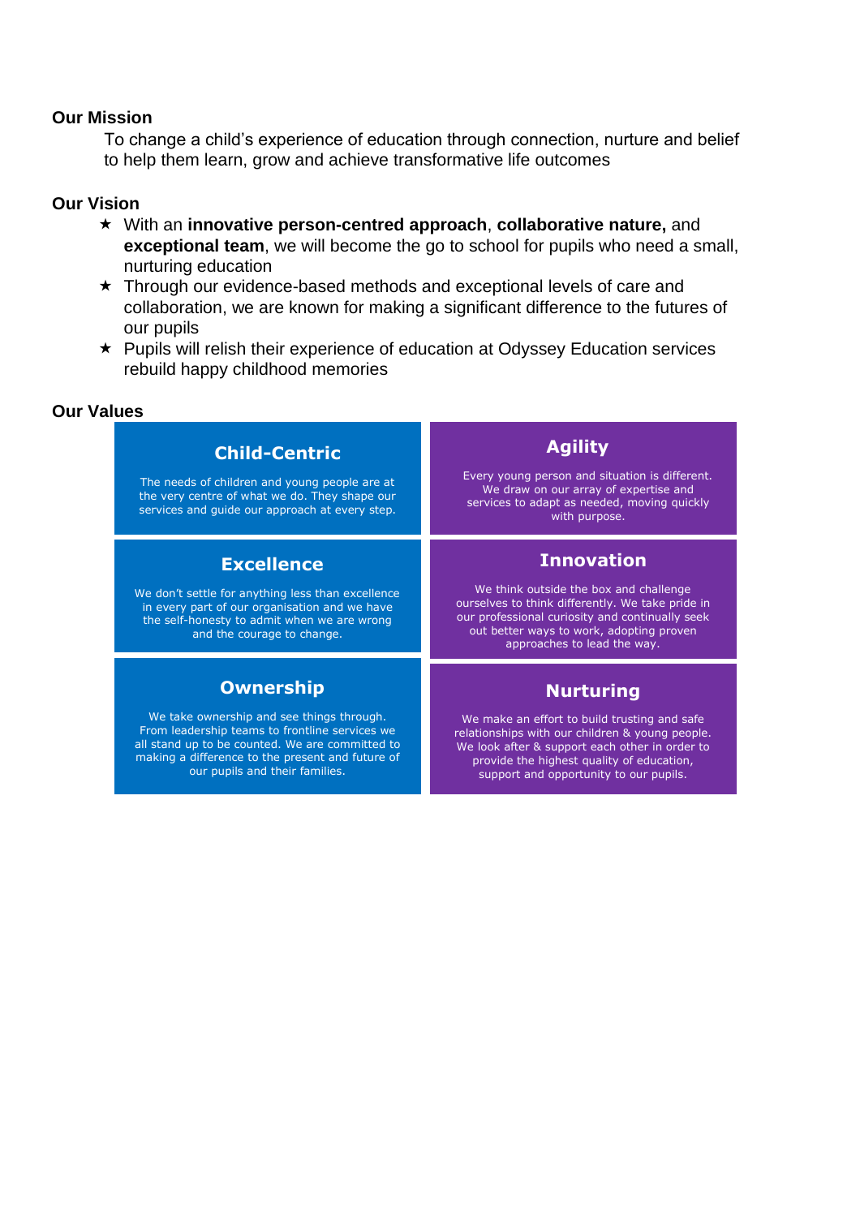## Our Mission

To change a child's experience of education through connection, nurture and belief to help them learn, grow and achieve transformative life outcomes

## Our Vision

★ With an **innovative person-centred approach**, **collaborative nature,** and **exceptional team**, we will become the go to school for pupils who need a small, nurturing education

★ Through our evidence-based methods and exceptional levels of care and collaboration, we are known for making a significant difference to the futures of our pupils

★ Pupils will relish their experience of education at Odyssey Education services rebuild happy childhood memories

## Our Values

### Child-Centric

The needs of children and young people are at the very centre of what we do. They shape our services and guide our approach at every step.

### Agility

Every young person and situation is different. We draw on our array of expertise and services to adapt as needed, moving quickly with purpose.

### Excellence

We don't settle for anything less than excellence in every part of our organisation and we have the self-honesty to admit when we are wrong and the courage to change.

### Innovation

We think outside the box and challenge ourselves to think differently. We take pride in our professional curiosity and continually seek out better ways to work, adopting proven approaches to lead the way.

### Ownership

We take ownership and see things through. From leadership teams to frontline services we all stand up to be counted. We are committed to making a difference to the present and future of our pupils and their families.

### Nurturing

We make an effort to build trusting and safe relationships with our children & young people. We look after & support each other in order to provide the highest quality of education, support and opportunity to our pupils.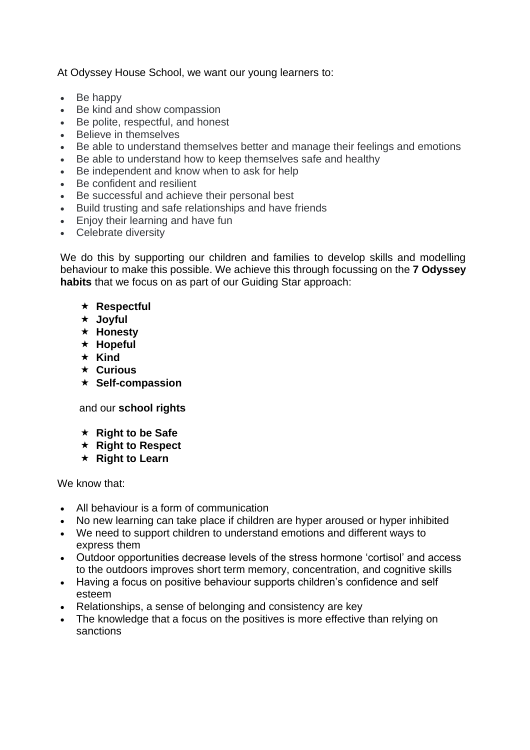At Odyssey House School, we want our young learners to:

- Be happy
- Be kind and show compassion
- Be polite, respectful, and honest
- Believe in themselves
- Be able to understand themselves better and manage their feelings and emotions
- Be able to understand how to keep themselves safe and healthy
- Be independent and know when to ask for help
- Be confident and resilient
- Be successful and achieve their personal best
- Build trusting and safe relationships and have friends
- Enjoy their learning and have fun
- Celebrate diversity

We do this by supporting our children and families to develop skills and modelling behaviour to make this possible. We achieve this through focussing on the **7 Odyssey habits** that we focus on as part of our Guiding Star approach:

- ★ **Respectful**
- ★ **Joyful**
- ★ **Honesty**
- ★ **Hopeful**
- ★ **Kind**
- ★ **Curious**
- ★ **Self-compassion**

and our **school rights**

- ★ **Right to be Safe**
- ★ **Right to Respect**
- ★ **Right to Learn**

We know that:

- All behaviour is a form of communication
- No new learning can take place if children are hyper aroused or hyper inhibited
- We need to support children to understand emotions and different ways to express them
- Outdoor opportunities decrease levels of the stress hormone 'cortisol' and access to the outdoors improves short term memory, concentration, and cognitive skills
- Having a focus on positive behaviour supports children's confidence and self esteem
- Relationships, a sense of belonging and consistency are key
- The knowledge that a focus on the positives is more effective than relying on sanctions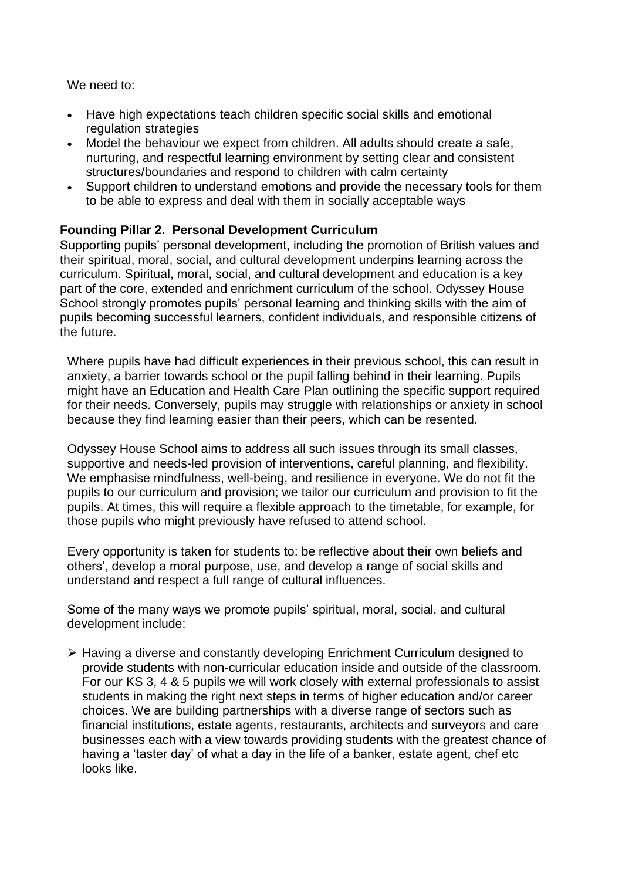We need to:

- Have high expectations teach children specific social skills and emotional regulation strategies
- Model the behaviour we expect from children. All adults should create a safe, nurturing, and respectful learning environment by setting clear and consistent structures/boundaries and respond to children with calm certainty
- Support children to understand emotions and provide the necessary tools for them to be able to express and deal with them in socially acceptable ways

**Founding Pillar 2. Personal Development Curriculum**

Supporting pupils' personal development, including the promotion of British values and their spiritual, moral, social, and cultural development underpins learning across the curriculum. Spiritual, moral, social, and cultural development and education is a key part of the core, extended and enrichment curriculum of the school. Odyssey House School strongly promotes pupils' personal learning and thinking skills with the aim of pupils becoming successful learners, confident individuals, and responsible citizens of the future.

Where pupils have had difficult experiences in their previous school, this can result in anxiety, a barrier towards school or the pupil falling behind in their learning. Pupils might have an Education and Health Care Plan outlining the specific support required for their needs. Conversely, pupils may struggle with relationships or anxiety in school because they find learning easier than their peers, which can be resented.

Odyssey House School aims to address all such issues through its small classes, supportive and needs-led provision of interventions, careful planning, and flexibility. We emphasise mindfulness, well-being, and resilience in everyone. We do not fit the pupils to our curriculum and provision; we tailor our curriculum and provision to fit the pupils. At times, this will require a flexible approach to the timetable, for example, for those pupils who might previously have refused to attend school.

Every opportunity is taken for students to: be reflective about their own beliefs and others', develop a moral purpose, use, and develop a range of social skills and understand and respect a full range of cultural influences.

Some of the many ways we promote pupils' spiritual, moral, social, and cultural development include:

- Having a diverse and constantly developing Enrichment Curriculum designed to provide students with non-curricular education inside and outside of the classroom. For our KS 3, 4 & 5 pupils we will work closely with external professionals to assist students in making the right next steps in terms of higher education and/or career choices. We are building partnerships with a diverse range of sectors such as financial institutions, estate agents, restaurants, architects and surveyors and care businesses each with a view towards providing students with the greatest chance of having a 'taster day' of what a day in the life of a banker, estate agent, chef etc looks like.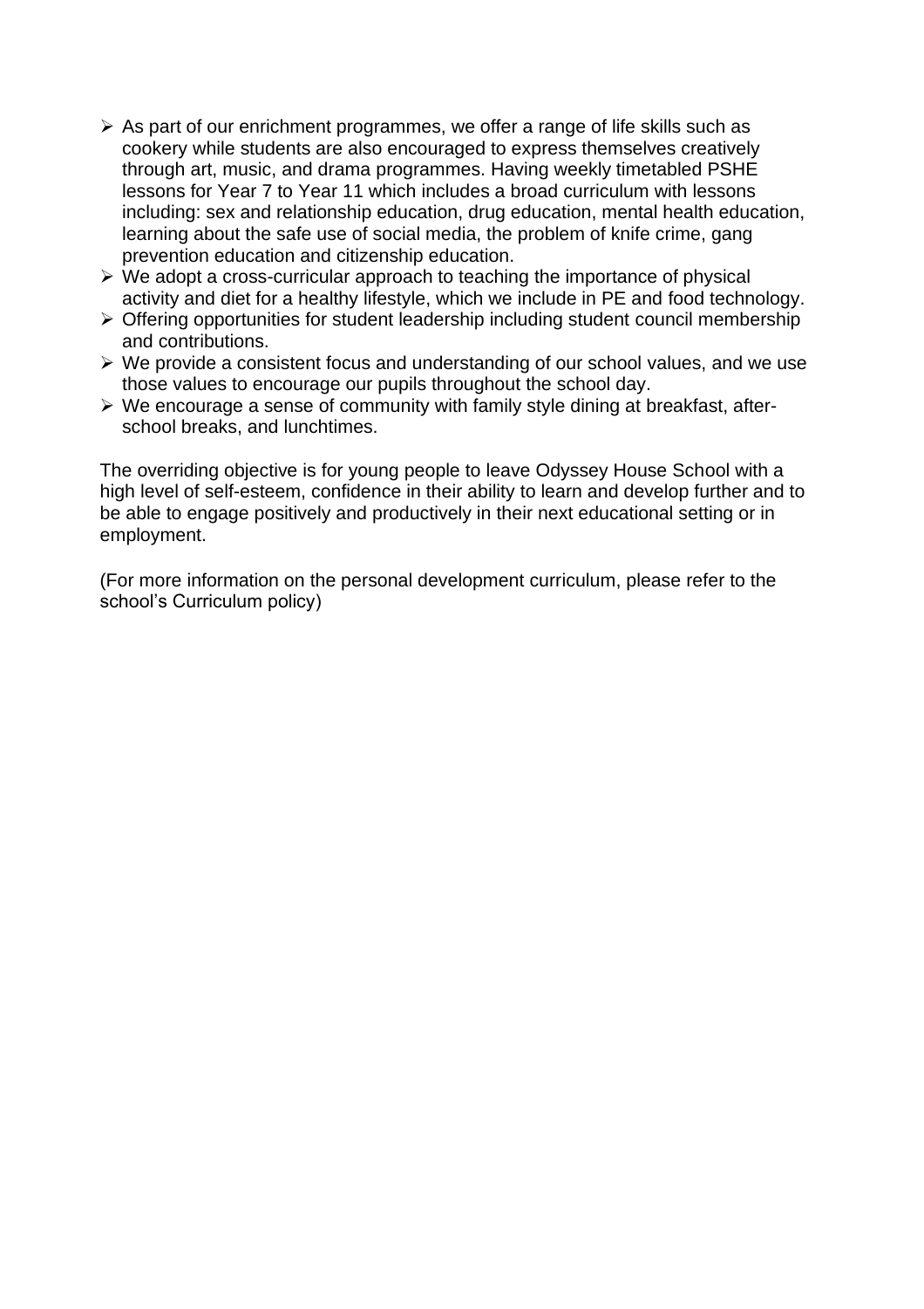- As part of our enrichment programmes, we offer a range of life skills such as cookery while students are also encouraged to express themselves creatively through art, music, and drama programmes. Having weekly timetabled PSHE lessons for Year 7 to Year 11 which includes a broad curriculum with lessons including: sex and relationship education, drug education, mental health education, learning about the safe use of social media, the problem of knife crime, gang prevention education and citizenship education.
- We adopt a cross-curricular approach to teaching the importance of physical activity and diet for a healthy lifestyle, which we include in PE and food technology.
- Offering opportunities for student leadership including student council membership and contributions.
- We provide a consistent focus and understanding of our school values, and we use those values to encourage our pupils throughout the school day.
- We encourage a sense of community with family style dining at breakfast, after-school breaks, and lunchtimes.

The overriding objective is for young people to leave Odyssey House School with a high level of self-esteem, confidence in their ability to learn and develop further and to be able to engage positively and productively in their next educational setting or in employment.

(For more information on the personal development curriculum, please refer to the school's Curriculum policy)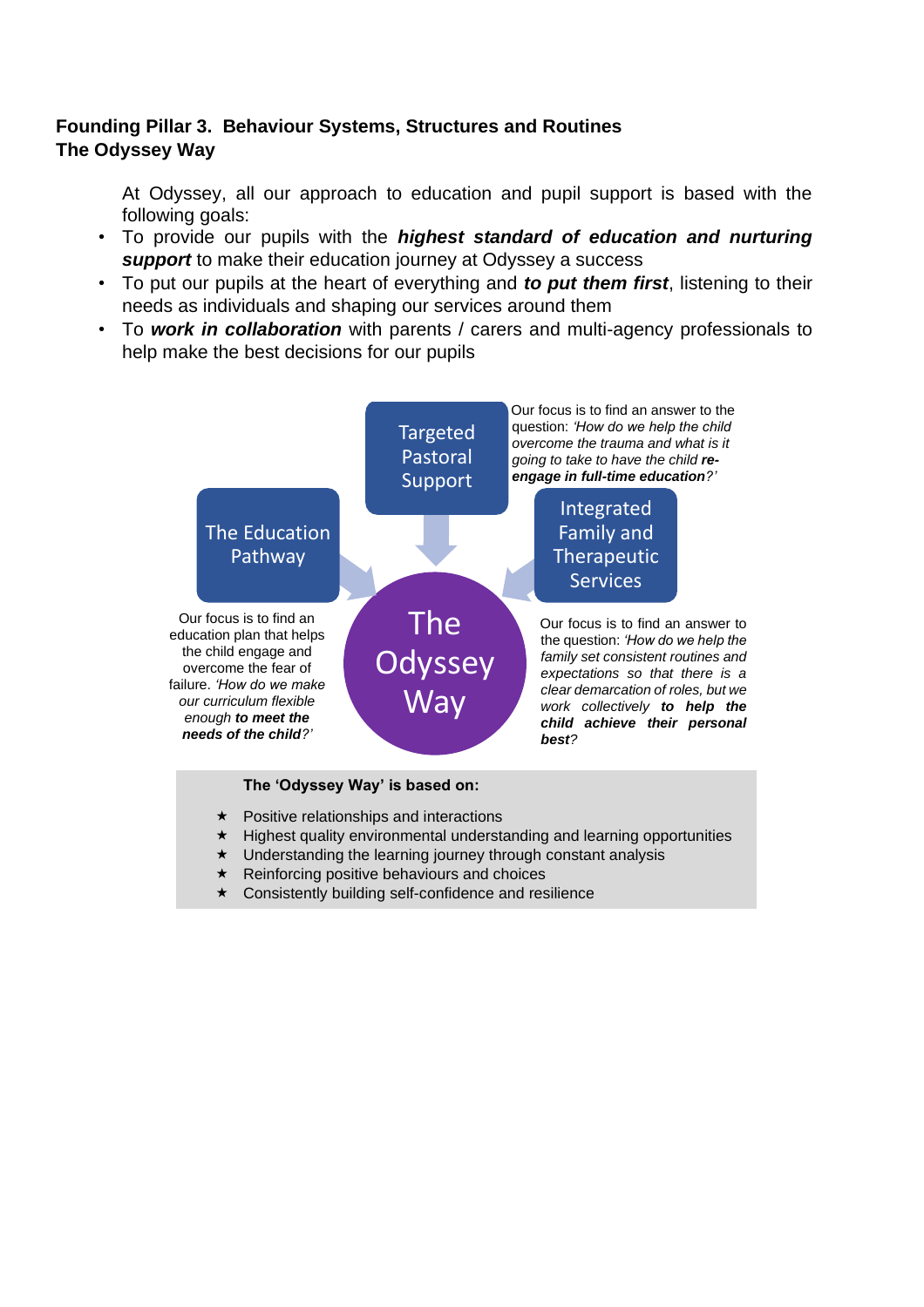**Founding Pillar 3. Behaviour Systems, Structures and Routines**
**The Odyssey Way**

At Odyssey, all our approach to education and pupil support is based with the following goals:

- To provide our pupils with the ***highest standard of education and nurturing support*** to make their education journey at Odyssey a success
- To put our pupils at the heart of everything and ***to put them first***, listening to their needs as individuals and shaping our services around them
- To ***work in collaboration*** with parents / carers and multi-agency professionals to help make the best decisions for our pupils

**Targeted Pastoral Support**

Our focus is to find an answer to the question: *'How do we help the child overcome the trauma and what is it going to take to have the child **re-engage in full-time education**?'*

**The Education Pathway**

Our focus is to find an education plan that helps the child engage and overcome the fear of failure. *'How do we make our curriculum flexible enough **to meet the needs of the child**?'*

**Integrated Family and Therapeutic Services**

Our focus is to find an answer to the question: *'How do we help the family set consistent routines and expectations so that there is a clear demarcation of roles, but we work collectively **to help the child achieve their personal best**?*

**The Odyssey Way**

**The 'Odyssey Way' is based on:**

- ★ Positive relationships and interactions
- ★ Highest quality environmental understanding and learning opportunities
- ★ Understanding the learning journey through constant analysis
- ★ Reinforcing positive behaviours and choices
- ★ Consistently building self-confidence and resilience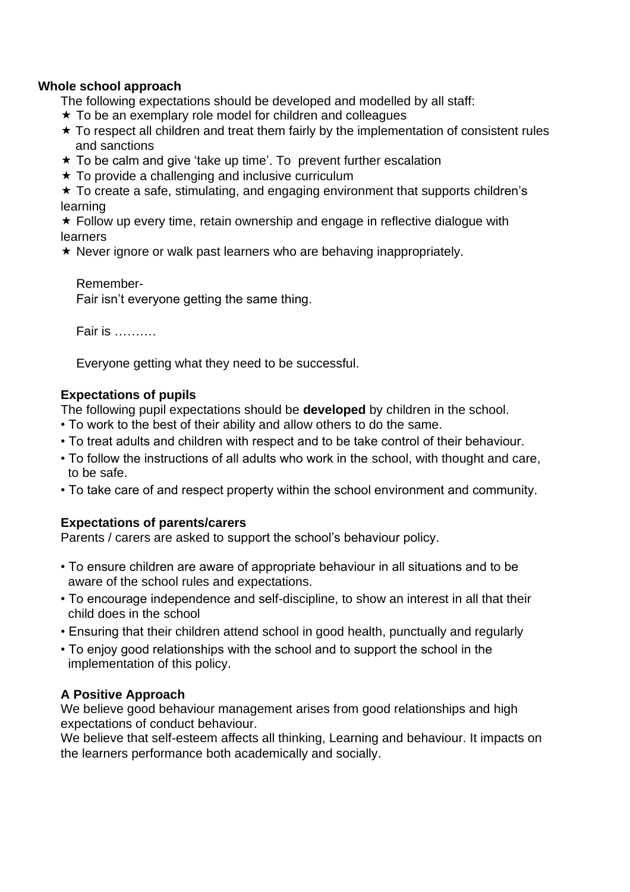**Whole school approach**

The following expectations should be developed and modelled by all staff:

- ★ To be an exemplary role model for children and colleagues
- ★ To respect all children and treat them fairly by the implementation of consistent rules and sanctions
- ★ To be calm and give 'take up time'. To prevent further escalation
- ★ To provide a challenging and inclusive curriculum
- ★ To create a safe, stimulating, and engaging environment that supports children's learning
- ★ Follow up every time, retain ownership and engage in reflective dialogue with learners
- ★ Never ignore or walk past learners who are behaving inappropriately.

Remember-
Fair isn't everyone getting the same thing.

Fair is ……….

Everyone getting what they need to be successful.

**Expectations of pupils**

The following pupil expectations should be **developed** by children in the school.

- To work to the best of their ability and allow others to do the same.
- To treat adults and children with respect and to be take control of their behaviour.
- To follow the instructions of all adults who work in the school, with thought and care, to be safe.
- To take care of and respect property within the school environment and community.

**Expectations of parents/carers**

Parents / carers are asked to support the school's behaviour policy.

- To ensure children are aware of appropriate behaviour in all situations and to be aware of the school rules and expectations.
- To encourage independence and self-discipline, to show an interest in all that their child does in the school
- Ensuring that their children attend school in good health, punctually and regularly
- To enjoy good relationships with the school and to support the school in the implementation of this policy.

**A Positive Approach**

We believe good behaviour management arises from good relationships and high expectations of conduct behaviour.
We believe that self-esteem affects all thinking, Learning and behaviour. It impacts on the learners performance both academically and socially.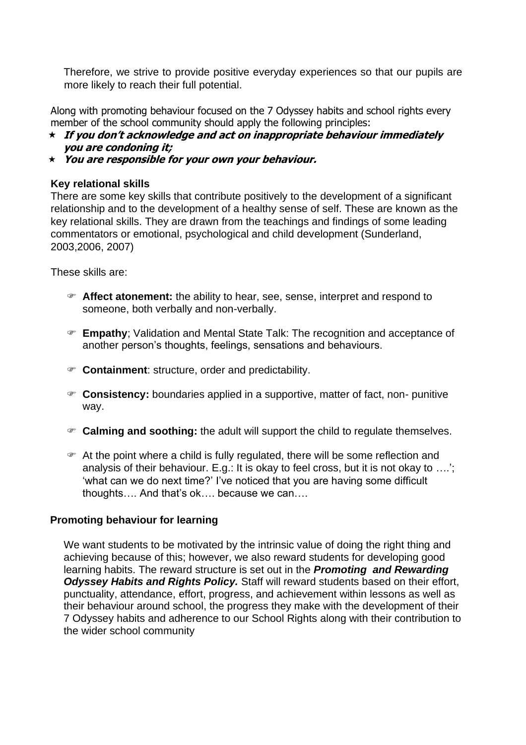Therefore, we strive to provide positive everyday experiences so that our pupils are more likely to reach their full potential.

Along with promoting behaviour focused on the 7 Odyssey habits and school rights every member of the school community should apply the following principles:

- ***If you don't acknowledge and act on inappropriate behaviour immediately you are condoning it;***
- ***You are responsible for your own your behaviour.***

**Key relational skills**

There are some key skills that contribute positively to the development of a significant relationship and to the development of a healthy sense of self. These are known as the key relational skills. They are drawn from the teachings and findings of some leading commentators or emotional, psychological and child development (Sunderland, 2003,2006, 2007)

These skills are:

- **Affect atonement:** the ability to hear, see, sense, interpret and respond to someone, both verbally and non-verbally.
- **Empathy**; Validation and Mental State Talk: The recognition and acceptance of another person's thoughts, feelings, sensations and behaviours.
- **Containment**: structure, order and predictability.
- **Consistency:** boundaries applied in a supportive, matter of fact, non- punitive way.
- **Calming and soothing:** the adult will support the child to regulate themselves.
- At the point where a child is fully regulated, there will be some reflection and analysis of their behaviour. E.g.: It is okay to feel cross, but it is not okay to ….'; 'what can we do next time?' I've noticed that you are having some difficult thoughts…. And that's ok…. because we can….

**Promoting behaviour for learning**

We want students to be motivated by the intrinsic value of doing the right thing and achieving because of this; however, we also reward students for developing good learning habits. The reward structure is set out in the ***Promoting and Rewarding Odyssey Habits and Rights Policy.*** Staff will reward students based on their effort, punctuality, attendance, effort, progress, and achievement within lessons as well as their behaviour around school, the progress they make with the development of their 7 Odyssey habits and adherence to our School Rights along with their contribution to the wider school community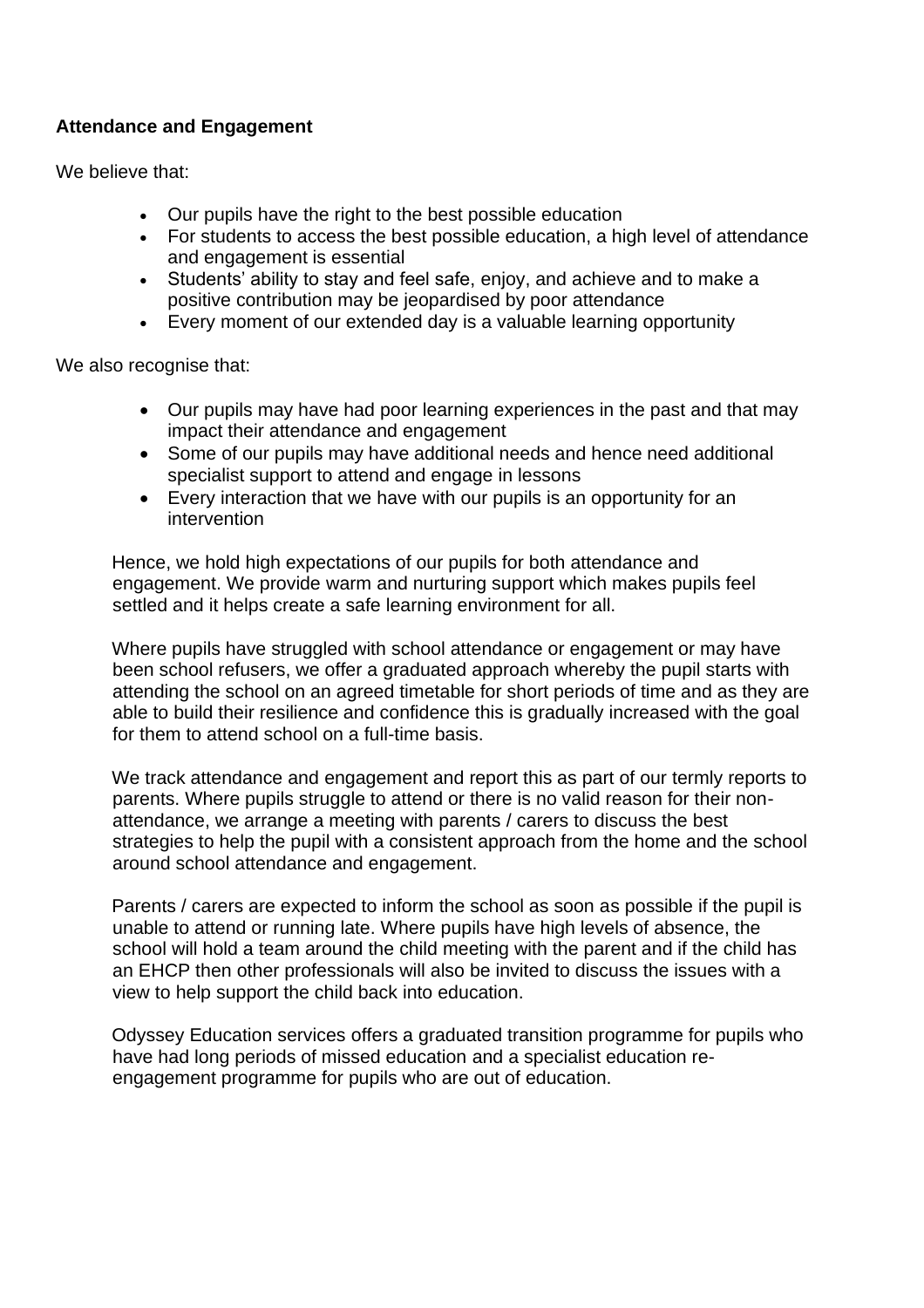**Attendance and Engagement**

We believe that:

- Our pupils have the right to the best possible education
- For students to access the best possible education, a high level of attendance and engagement is essential
- Students' ability to stay and feel safe, enjoy, and achieve and to make a positive contribution may be jeopardised by poor attendance
- Every moment of our extended day is a valuable learning opportunity

We also recognise that:

- Our pupils may have had poor learning experiences in the past and that may impact their attendance and engagement
- Some of our pupils may have additional needs and hence need additional specialist support to attend and engage in lessons
- Every interaction that we have with our pupils is an opportunity for an intervention

Hence, we hold high expectations of our pupils for both attendance and engagement. We provide warm and nurturing support which makes pupils feel settled and it helps create a safe learning environment for all.

Where pupils have struggled with school attendance or engagement or may have been school refusers, we offer a graduated approach whereby the pupil starts with attending the school on an agreed timetable for short periods of time and as they are able to build their resilience and confidence this is gradually increased with the goal for them to attend school on a full-time basis.

We track attendance and engagement and report this as part of our termly reports to parents. Where pupils struggle to attend or there is no valid reason for their non-attendance, we arrange a meeting with parents / carers to discuss the best strategies to help the pupil with a consistent approach from the home and the school around school attendance and engagement.

Parents / carers are expected to inform the school as soon as possible if the pupil is unable to attend or running late. Where pupils have high levels of absence, the school will hold a team around the child meeting with the parent and if the child has an EHCP then other professionals will also be invited to discuss the issues with a view to help support the child back into education.

Odyssey Education services offers a graduated transition programme for pupils who have had long periods of missed education and a specialist education re-engagement programme for pupils who are out of education.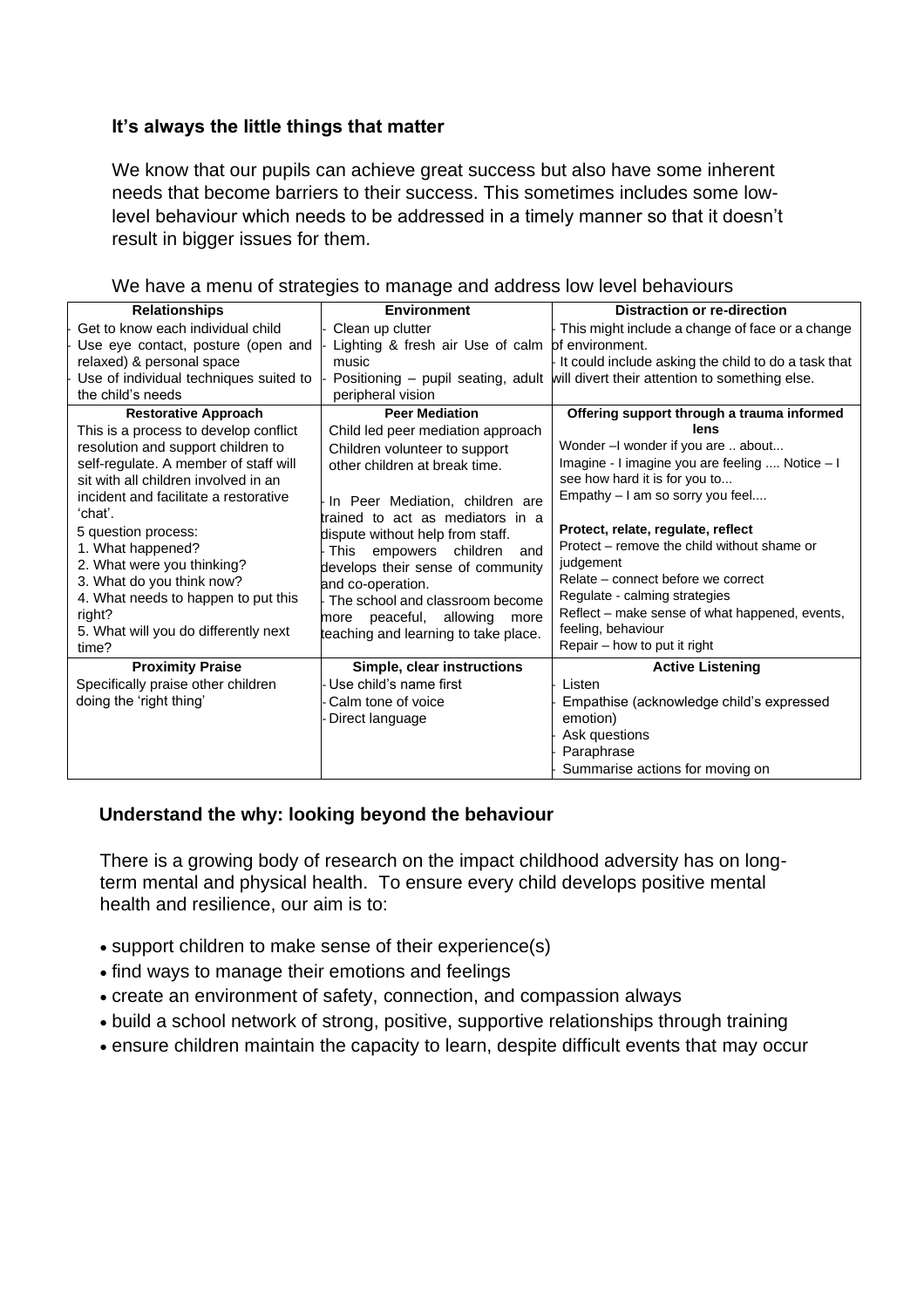**It's always the little things that matter**

We know that our pupils can achieve great success but also have some inherent needs that become barriers to their success. This sometimes includes some low-level behaviour which needs to be addressed in a timely manner so that it doesn't result in bigger issues for them.

We have a menu of strategies to manage and address low level behaviours

| **Relationships** | **Environment** | **Distraction or re-direction** |
|---|---|---|
| - Get to know each individual child<br>- Use eye contact, posture (open and relaxed) & personal space<br>- Use of individual techniques suited to the child's needs | - Clean up clutter<br>- Lighting & fresh air Use of calm music<br>- Positioning – pupil seating, adult peripheral vision | - This might include a change of face or a change of environment.<br>- It could include asking the child to do a task that will divert their attention to something else. |
| **Restorative Approach**<br>This is a process to develop conflict resolution and support children to self-regulate. A member of staff will sit with all children involved in an incident and facilitate a restorative 'chat'.<br>5 question process:<br>1. What happened?<br>2. What were you thinking?<br>3. What do you think now?<br>4. What needs to happen to put this right?<br>5. What will you do differently next time? | **Peer Mediation**<br>Child led peer mediation approach<br>Children volunteer to support other children at break time.<br><br>- In Peer Mediation, children are trained to act as mediators in a dispute without help from staff.<br>- This empowers children and develops their sense of community and co-operation.<br>- The school and classroom become more peaceful, allowing more teaching and learning to take place. | **Offering support through a trauma informed lens**<br>Wonder –I wonder if you are .. about...<br>Imagine - I imagine you are feeling .... Notice – I see how hard it is for you to...<br>Empathy – I am so sorry you feel....<br><br>**Protect, relate, regulate, reflect**<br>Protect – remove the child without shame or judgement<br>Relate – connect before we correct<br>Regulate - calming strategies<br>Reflect – make sense of what happened, events, feeling, behaviour<br>Repair – how to put it right |
| **Proximity Praise**<br>Specifically praise other children doing the 'right thing' | **Simple, clear instructions**<br>- Use child's name first<br>- Calm tone of voice<br>- Direct language | **Active Listening**<br>- Listen<br>- Empathise (acknowledge child's expressed emotion)<br>- Ask questions<br>- Paraphrase<br>- Summarise actions for moving on |

**Understand the why: looking beyond the behaviour**

There is a growing body of research on the impact childhood adversity has on long-term mental and physical health. To ensure every child develops positive mental health and resilience, our aim is to:

- support children to make sense of their experience(s)
- find ways to manage their emotions and feelings
- create an environment of safety, connection, and compassion always
- build a school network of strong, positive, supportive relationships through training
- ensure children maintain the capacity to learn, despite difficult events that may occur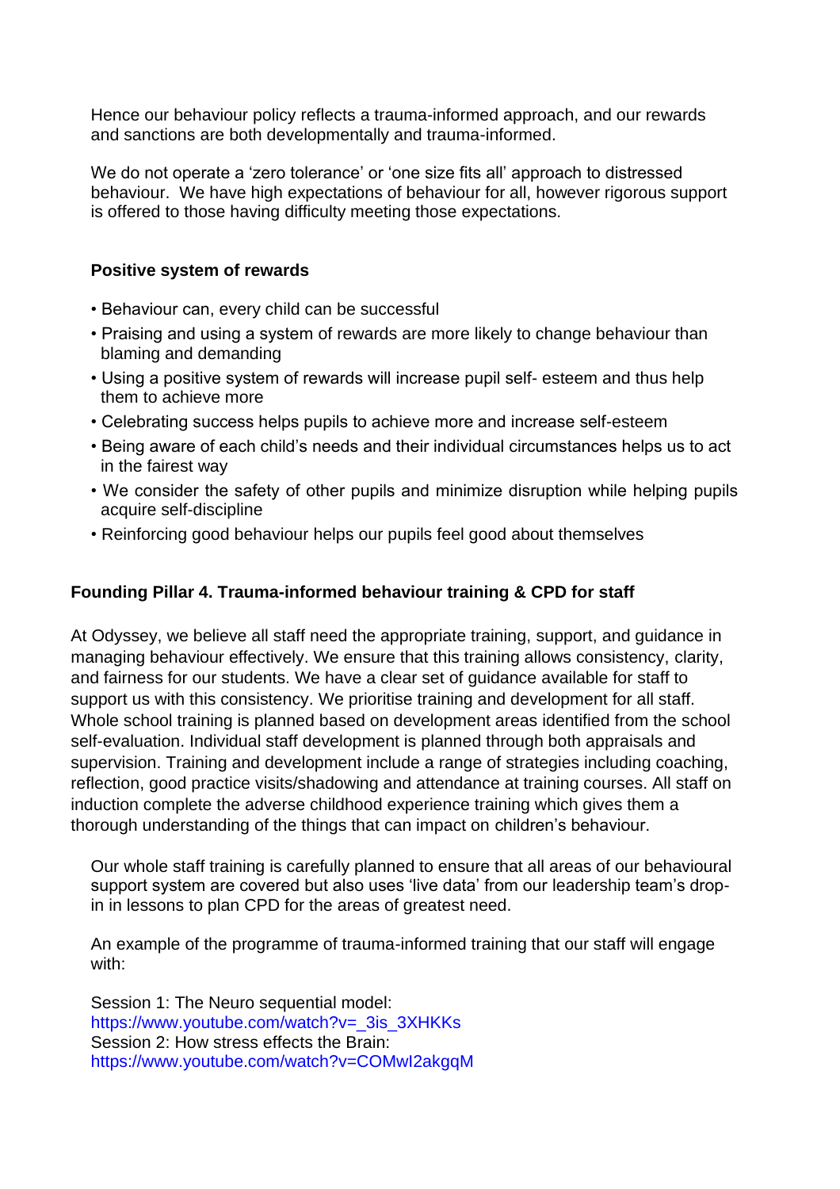Hence our behaviour policy reflects a trauma-informed approach, and our rewards and sanctions are both developmentally and trauma-informed.

We do not operate a 'zero tolerance' or 'one size fits all' approach to distressed behaviour. We have high expectations of behaviour for all, however rigorous support is offered to those having difficulty meeting those expectations.

**Positive system of rewards**

- Behaviour can, every child can be successful
- Praising and using a system of rewards are more likely to change behaviour than blaming and demanding
- Using a positive system of rewards will increase pupil self- esteem and thus help them to achieve more
- Celebrating success helps pupils to achieve more and increase self-esteem
- Being aware of each child's needs and their individual circumstances helps us to act in the fairest way
- We consider the safety of other pupils and minimize disruption while helping pupils acquire self-discipline
- Reinforcing good behaviour helps our pupils feel good about themselves

**Founding Pillar 4. Trauma-informed behaviour training & CPD for staff**

At Odyssey, we believe all staff need the appropriate training, support, and guidance in managing behaviour effectively. We ensure that this training allows consistency, clarity, and fairness for our students. We have a clear set of guidance available for staff to support us with this consistency. We prioritise training and development for all staff. Whole school training is planned based on development areas identified from the school self-evaluation. Individual staff development is planned through both appraisals and supervision. Training and development include a range of strategies including coaching, reflection, good practice visits/shadowing and attendance at training courses. All staff on induction complete the adverse childhood experience training which gives them a thorough understanding of the things that can impact on children's behaviour.

Our whole staff training is carefully planned to ensure that all areas of our behavioural support system are covered but also uses 'live data' from our leadership team's drop-in in lessons to plan CPD for the areas of greatest need.

An example of the programme of trauma-informed training that our staff will engage with:

Session 1: The Neuro sequential model:
https://www.youtube.com/watch?v=_3is_3XHKKs
Session 2: How stress effects the Brain:
https://www.youtube.com/watch?v=COMwI2akgqM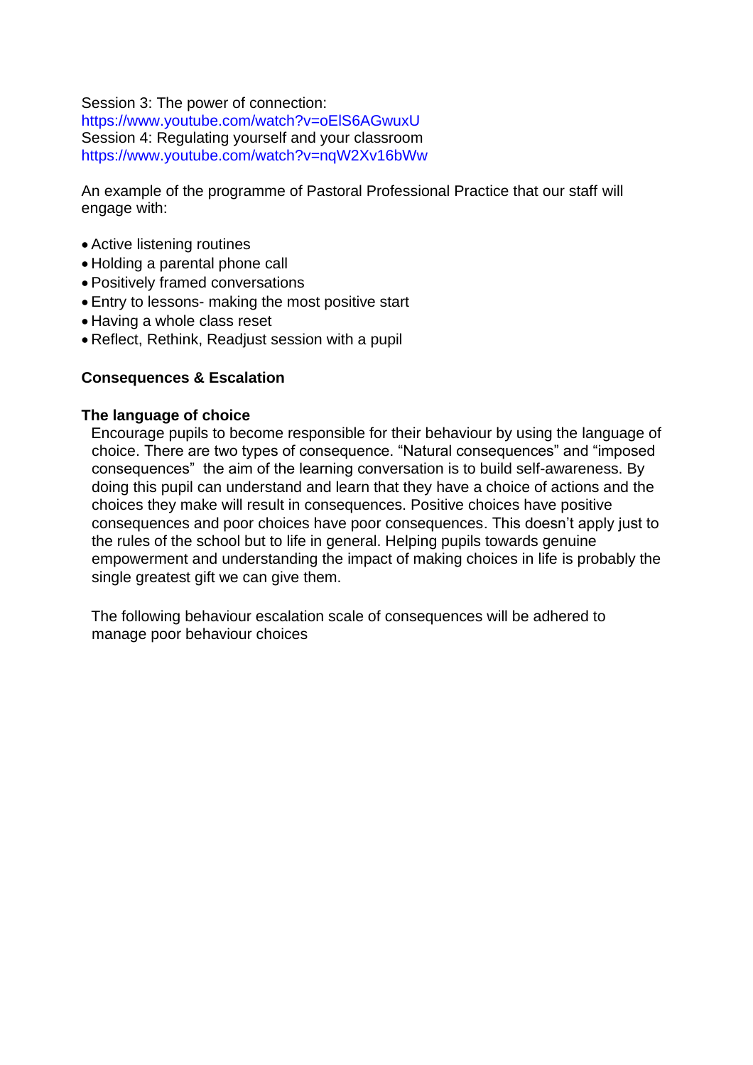Session 3: The power of connection:
https://www.youtube.com/watch?v=oElS6AGwuxU
Session 4: Regulating yourself and your classroom
https://www.youtube.com/watch?v=nqW2Xv16bWw

An example of the programme of Pastoral Professional Practice that our staff will engage with:

- Active listening routines
- Holding a parental phone call
- Positively framed conversations
- Entry to lessons- making the most positive start
- Having a whole class reset
- Reflect, Rethink, Readjust session with a pupil

**Consequences & Escalation**

**The language of choice**

Encourage pupils to become responsible for their behaviour by using the language of choice. There are two types of consequence. “Natural consequences” and “imposed consequences” the aim of the learning conversation is to build self-awareness. By doing this pupil can understand and learn that they have a choice of actions and the choices they make will result in consequences. Positive choices have positive consequences and poor choices have poor consequences. This doesn’t apply just to the rules of the school but to life in general. Helping pupils towards genuine empowerment and understanding the impact of making choices in life is probably the single greatest gift we can give them.

The following behaviour escalation scale of consequences will be adhered to manage poor behaviour choices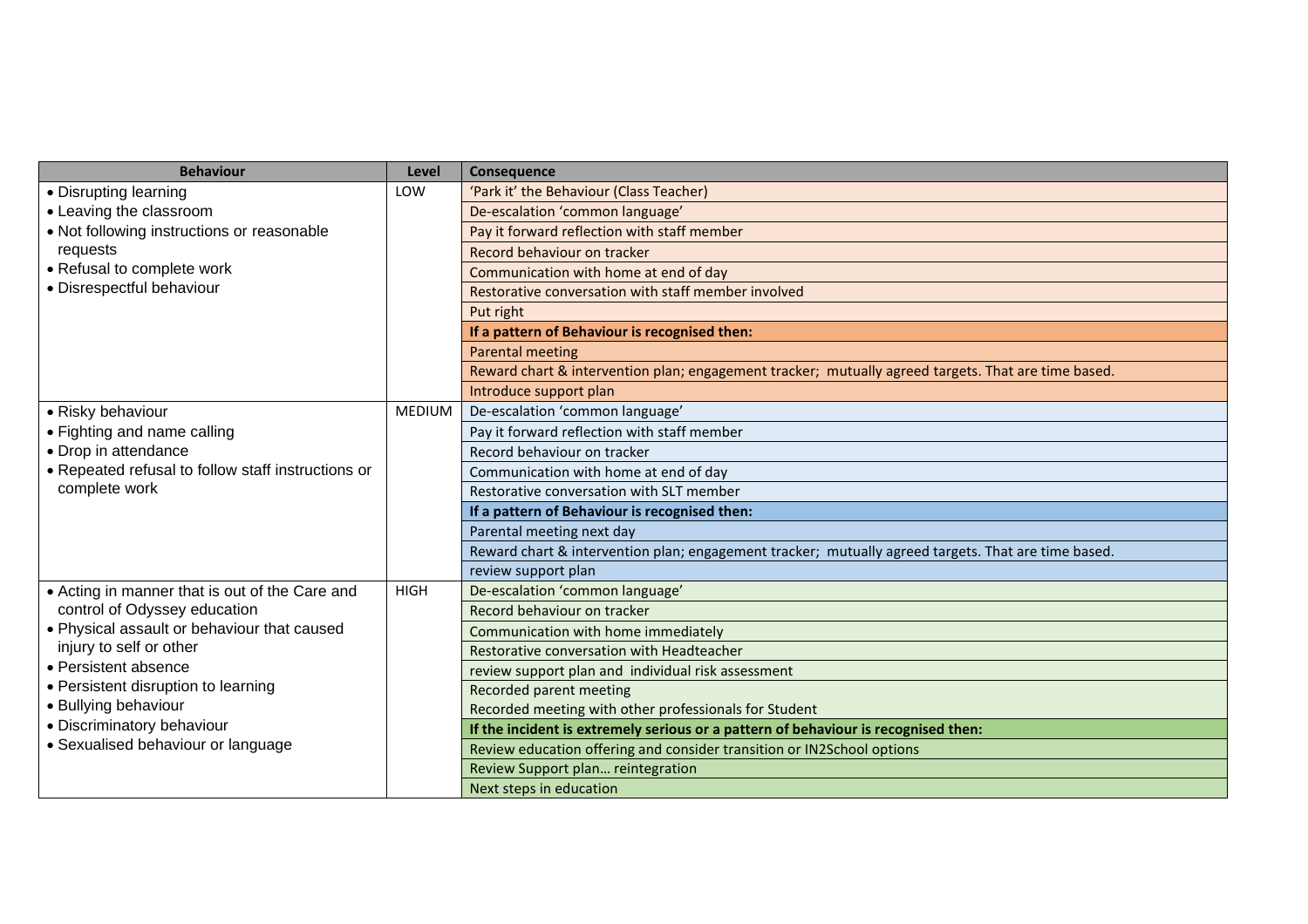| Behaviour | Level | Consequence |
|---|---|---|
| • Disrupting learning<br>• Leaving the classroom<br>• Not following instructions or reasonable requests<br>• Refusal to complete work<br>• Disrespectful behaviour | LOW | 'Park it' the Behaviour (Class Teacher) |
| | | De-escalation 'common language' |
| | | Pay it forward reflection with staff member |
| | | Record behaviour on tracker |
| | | Communication with home at end of day |
| | | Restorative conversation with staff member involved |
| | | Put right |
| | | **If a pattern of Behaviour is recognised then:** |
| | | Parental meeting |
| | | Reward chart & intervention plan; engagement tracker; mutually agreed targets. That are time based. |
| | | Introduce support plan |
| • Risky behaviour<br>• Fighting and name calling<br>• Drop in attendance<br>• Repeated refusal to follow staff instructions or complete work | MEDIUM | De-escalation 'common language' |
| | | Pay it forward reflection with staff member |
| | | Record behaviour on tracker |
| | | Communication with home at end of day |
| | | Restorative conversation with SLT member |
| | | **If a pattern of Behaviour is recognised then:** |
| | | Parental meeting next day |
| | | Reward chart & intervention plan; engagement tracker; mutually agreed targets. That are time based. |
| | | review support plan |
| • Acting in manner that is out of the Care and control of Odyssey education<br>• Physical assault or behaviour that caused injury to self or other<br>• Persistent absence<br>• Persistent disruption to learning<br>• Bullying behaviour<br>• Discriminatory behaviour<br>• Sexualised behaviour or language | HIGH | De-escalation 'common language' |
| | | Record behaviour on tracker |
| | | Communication with home immediately |
| | | Restorative conversation with Headteacher |
| | | review support plan and individual risk assessment |
| | | Recorded parent meeting |
| | | Recorded meeting with other professionals for Student |
| | | **If the incident is extremely serious or a pattern of behaviour is recognised then:** |
| | | Review education offering and consider transition or IN2School options |
| | | Review Support plan… reintegration |
| | | Next steps in education |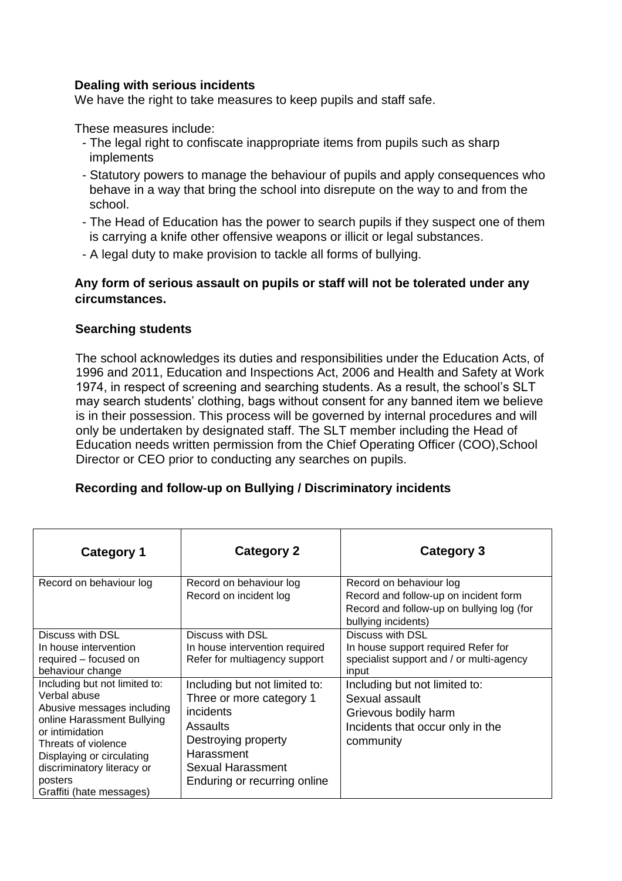**Dealing with serious incidents**

We have the right to take measures to keep pupils and staff safe.

These measures include:

- The legal right to confiscate inappropriate items from pupils such as sharp implements
- Statutory powers to manage the behaviour of pupils and apply consequences who behave in a way that bring the school into disrepute on the way to and from the school.
- The Head of Education has the power to search pupils if they suspect one of them is carrying a knife other offensive weapons or illicit or legal substances.
- A legal duty to make provision to tackle all forms of bullying.

**Any form of serious assault on pupils or staff will not be tolerated under any circumstances.**

**Searching students**

The school acknowledges its duties and responsibilities under the Education Acts, of 1996 and 2011, Education and Inspections Act, 2006 and Health and Safety at Work 1974, in respect of screening and searching students. As a result, the school's SLT may search students' clothing, bags without consent for any banned item we believe is in their possession. This process will be governed by internal procedures and will only be undertaken by designated staff. The SLT member including the Head of Education needs written permission from the Chief Operating Officer (COO),School Director or CEO prior to conducting any searches on pupils.

**Recording and follow-up on Bullying / Discriminatory incidents**

| Category 1 | Category 2 | Category 3 |
|---|---|---|
| Record on behaviour log | Record on behaviour log<br>Record on incident log | Record on behaviour log<br>Record and follow-up on incident form<br>Record and follow-up on bullying log (for bullying incidents) |
| Discuss with DSL<br>In house intervention required – focused on behaviour change | Discuss with DSL<br>In house intervention required<br>Refer for multiagency support | Discuss with DSL<br>In house support required Refer for specialist support and / or multi-agency input |
| Including but not limited to:<br>Verbal abuse<br>Abusive messages including online Harassment Bullying or intimidation<br>Threats of violence<br>Displaying or circulating discriminatory literacy or posters<br>Graffiti (hate messages) | Including but not limited to:<br>Three or more category 1 incidents<br>Assaults<br>Destroying property<br>Harassment<br>Sexual Harassment<br>Enduring or recurring online | Including but not limited to:<br>Sexual assault<br>Grievous bodily harm<br>Incidents that occur only in the community |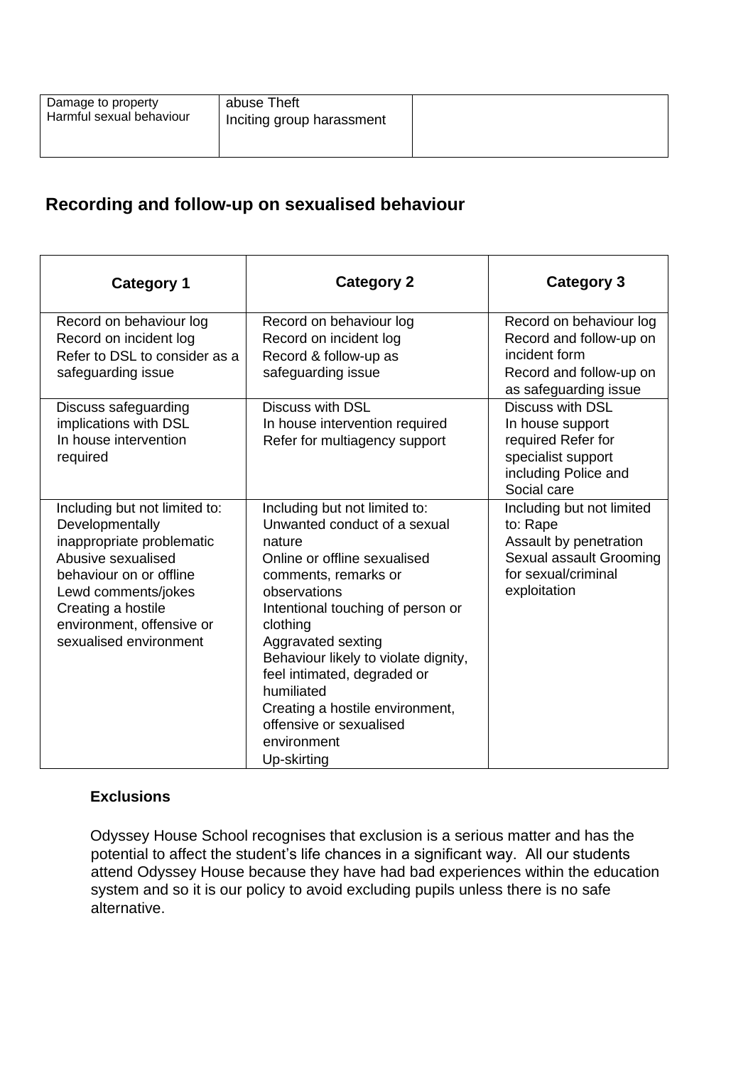| Damage to property<br>Harmful sexual behaviour | abuse Theft<br>Inciting group harassment | |
|---|---|---|

## Recording and follow-up on sexualised behaviour

| Category 1 | Category 2 | Category 3 |
|---|---|---|
| Record on behaviour log<br>Record on incident log<br>Refer to DSL to consider as a safeguarding issue | Record on behaviour log<br>Record on incident log<br>Record & follow-up as safeguarding issue | Record on behaviour log<br>Record and follow-up on incident form<br>Record and follow-up on as safeguarding issue |
| Discuss safeguarding implications with DSL<br>In house intervention required | Discuss with DSL<br>In house intervention required<br>Refer for multiagency support | Discuss with DSL<br>In house support required Refer for specialist support including Police and Social care |
| Including but not limited to:<br>Developmentally inappropriate problematic<br>Abusive sexualised behaviour on or offline<br>Lewd comments/jokes<br>Creating a hostile environment, offensive or sexualised environment | Including but not limited to:<br>Unwanted conduct of a sexual nature<br>Online or offline sexualised comments, remarks or observations<br>Intentional touching of person or clothing<br>Aggravated sexting<br>Behaviour likely to violate dignity, feel intimated, degraded or humiliated<br>Creating a hostile environment, offensive or sexualised environment<br>Up-skirting | Including but not limited to: Rape<br>Assault by penetration<br>Sexual assault Grooming for sexual/criminal exploitation |

**Exclusions**

Odyssey House School recognises that exclusion is a serious matter and has the potential to affect the student's life chances in a significant way. All our students attend Odyssey House because they have had bad experiences within the education system and so it is our policy to avoid excluding pupils unless there is no safe alternative.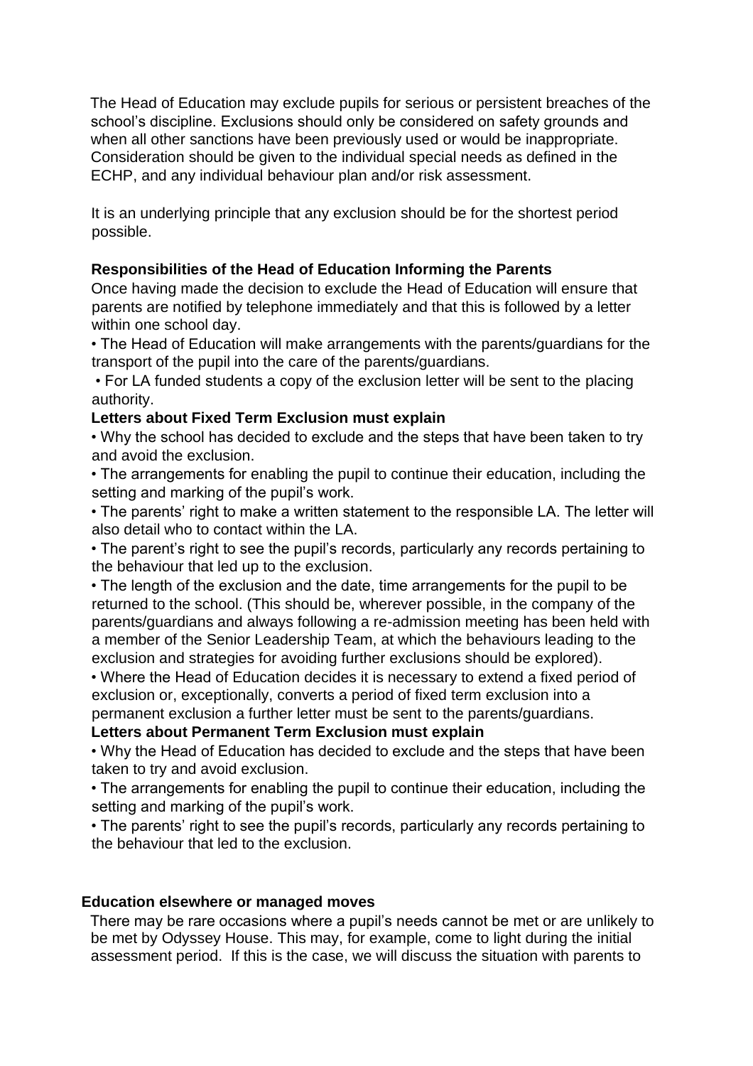The Head of Education may exclude pupils for serious or persistent breaches of the school's discipline. Exclusions should only be considered on safety grounds and when all other sanctions have been previously used or would be inappropriate. Consideration should be given to the individual special needs as defined in the ECHP, and any individual behaviour plan and/or risk assessment.

It is an underlying principle that any exclusion should be for the shortest period possible.

**Responsibilities of the Head of Education Informing the Parents**

Once having made the decision to exclude the Head of Education will ensure that parents are notified by telephone immediately and that this is followed by a letter within one school day.

- The Head of Education will make arrangements with the parents/guardians for the transport of the pupil into the care of the parents/guardians.
- For LA funded students a copy of the exclusion letter will be sent to the placing authority.

**Letters about Fixed Term Exclusion must explain**

- Why the school has decided to exclude and the steps that have been taken to try and avoid the exclusion.
- The arrangements for enabling the pupil to continue their education, including the setting and marking of the pupil's work.
- The parents' right to make a written statement to the responsible LA. The letter will also detail who to contact within the LA.
- The parent's right to see the pupil's records, particularly any records pertaining to the behaviour that led up to the exclusion.
- The length of the exclusion and the date, time arrangements for the pupil to be returned to the school. (This should be, wherever possible, in the company of the parents/guardians and always following a re-admission meeting has been held with a member of the Senior Leadership Team, at which the behaviours leading to the exclusion and strategies for avoiding further exclusions should be explored).
- Where the Head of Education decides it is necessary to extend a fixed period of exclusion or, exceptionally, converts a period of fixed term exclusion into a permanent exclusion a further letter must be sent to the parents/guardians.

**Letters about Permanent Term Exclusion must explain**

- Why the Head of Education has decided to exclude and the steps that have been taken to try and avoid exclusion.
- The arrangements for enabling the pupil to continue their education, including the setting and marking of the pupil's work.
- The parents' right to see the pupil's records, particularly any records pertaining to the behaviour that led to the exclusion.

**Education elsewhere or managed moves**

There may be rare occasions where a pupil's needs cannot be met or are unlikely to be met by Odyssey House. This may, for example, come to light during the initial assessment period. If this is the case, we will discuss the situation with parents to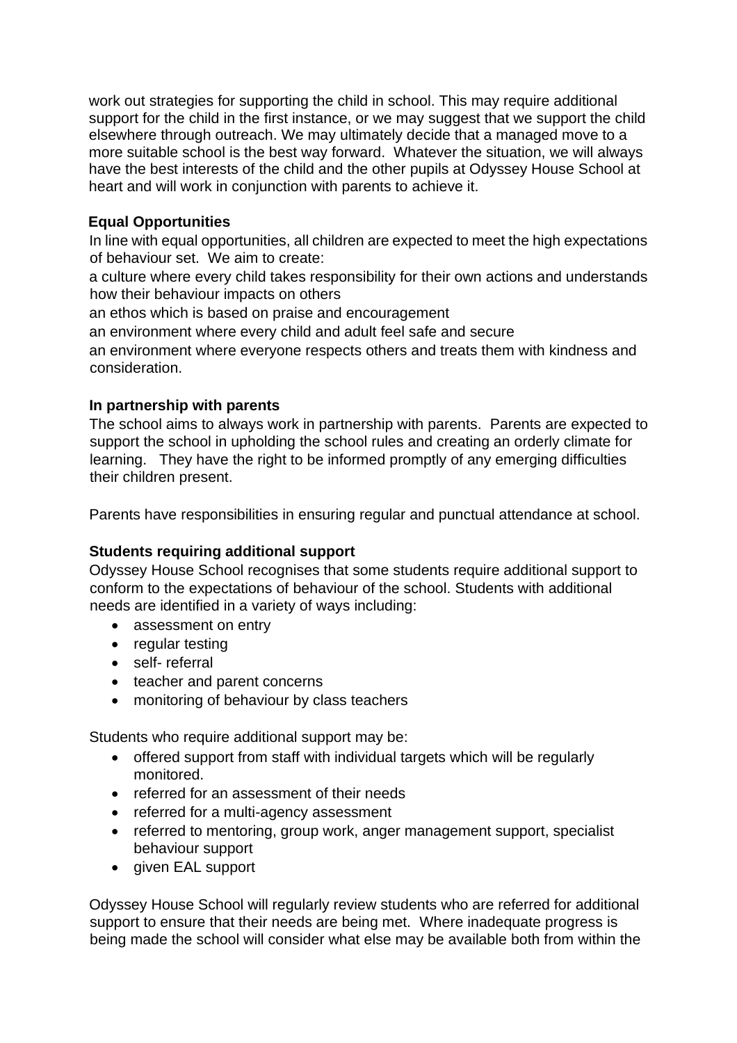work out strategies for supporting the child in school. This may require additional support for the child in the first instance, or we may suggest that we support the child elsewhere through outreach. We may ultimately decide that a managed move to a more suitable school is the best way forward. Whatever the situation, we will always have the best interests of the child and the other pupils at Odyssey House School at heart and will work in conjunction with parents to achieve it.

**Equal Opportunities**

In line with equal opportunities, all children are expected to meet the high expectations of behaviour set. We aim to create:

a culture where every child takes responsibility for their own actions and understands how their behaviour impacts on others

an ethos which is based on praise and encouragement

an environment where every child and adult feel safe and secure

an environment where everyone respects others and treats them with kindness and consideration.

**In partnership with parents**

The school aims to always work in partnership with parents. Parents are expected to support the school in upholding the school rules and creating an orderly climate for learning. They have the right to be informed promptly of any emerging difficulties their children present.

Parents have responsibilities in ensuring regular and punctual attendance at school.

**Students requiring additional support**

Odyssey House School recognises that some students require additional support to conform to the expectations of behaviour of the school. Students with additional needs are identified in a variety of ways including:

- assessment on entry
- regular testing
- self- referral
- teacher and parent concerns
- monitoring of behaviour by class teachers

Students who require additional support may be:

- offered support from staff with individual targets which will be regularly monitored.
- referred for an assessment of their needs
- referred for a multi-agency assessment
- referred to mentoring, group work, anger management support, specialist behaviour support
- given EAL support

Odyssey House School will regularly review students who are referred for additional support to ensure that their needs are being met. Where inadequate progress is being made the school will consider what else may be available both from within the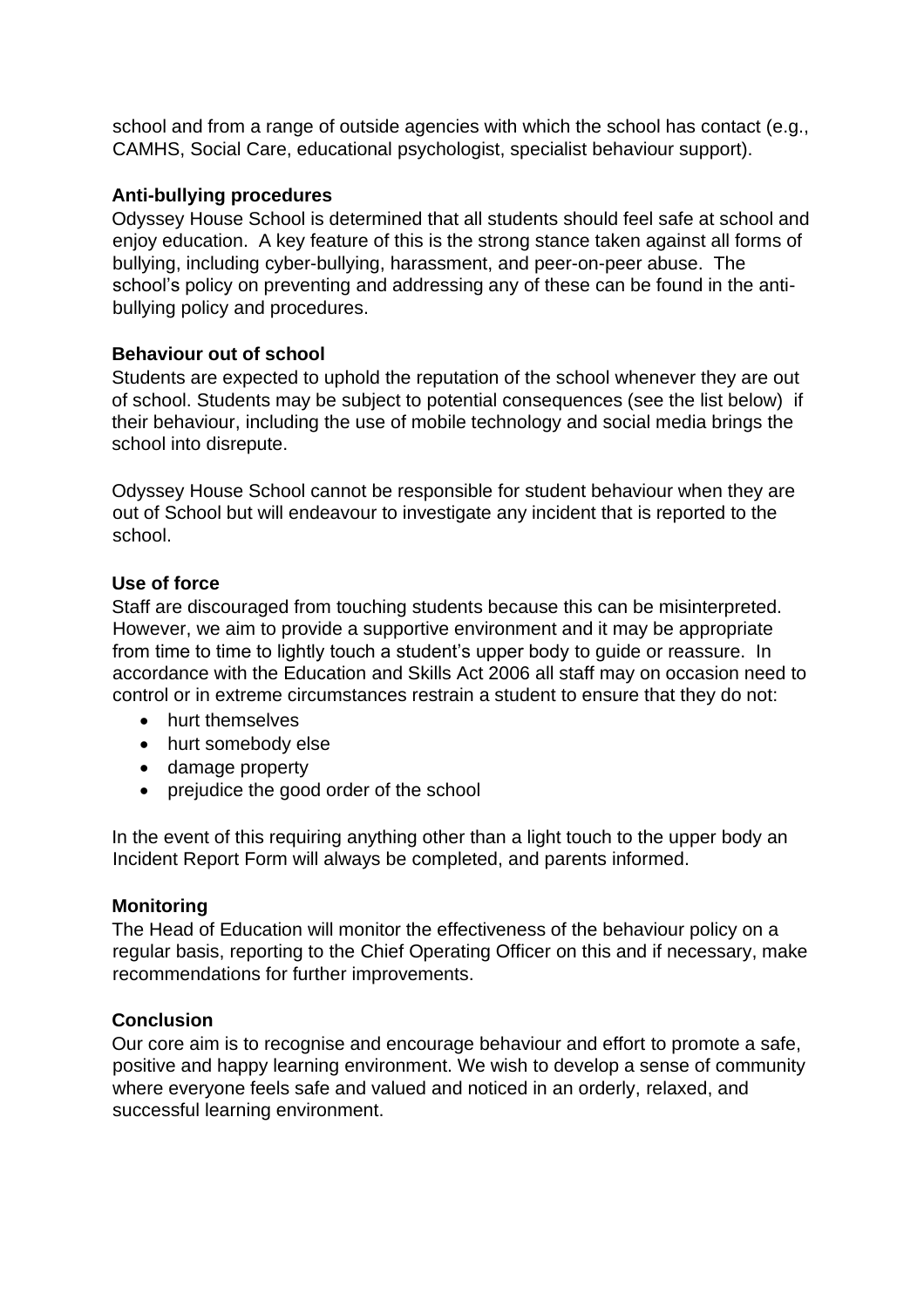school and from a range of outside agencies with which the school has contact (e.g., CAMHS, Social Care, educational psychologist, specialist behaviour support).

### Anti-bullying procedures

Odyssey House School is determined that all students should feel safe at school and enjoy education. A key feature of this is the strong stance taken against all forms of bullying, including cyber-bullying, harassment, and peer-on-peer abuse. The school's policy on preventing and addressing any of these can be found in the anti-bullying policy and procedures.

### Behaviour out of school

Students are expected to uphold the reputation of the school whenever they are out of school. Students may be subject to potential consequences (see the list below) if their behaviour, including the use of mobile technology and social media brings the school into disrepute.

Odyssey House School cannot be responsible for student behaviour when they are out of School but will endeavour to investigate any incident that is reported to the school.

### Use of force

Staff are discouraged from touching students because this can be misinterpreted. However, we aim to provide a supportive environment and it may be appropriate from time to time to lightly touch a student's upper body to guide or reassure. In accordance with the Education and Skills Act 2006 all staff may on occasion need to control or in extreme circumstances restrain a student to ensure that they do not:

- hurt themselves
- hurt somebody else
- damage property
- prejudice the good order of the school

In the event of this requiring anything other than a light touch to the upper body an Incident Report Form will always be completed, and parents informed.

### Monitoring

The Head of Education will monitor the effectiveness of the behaviour policy on a regular basis, reporting to the Chief Operating Officer on this and if necessary, make recommendations for further improvements.

### Conclusion

Our core aim is to recognise and encourage behaviour and effort to promote a safe, positive and happy learning environment. We wish to develop a sense of community where everyone feels safe and valued and noticed in an orderly, relaxed, and successful learning environment.